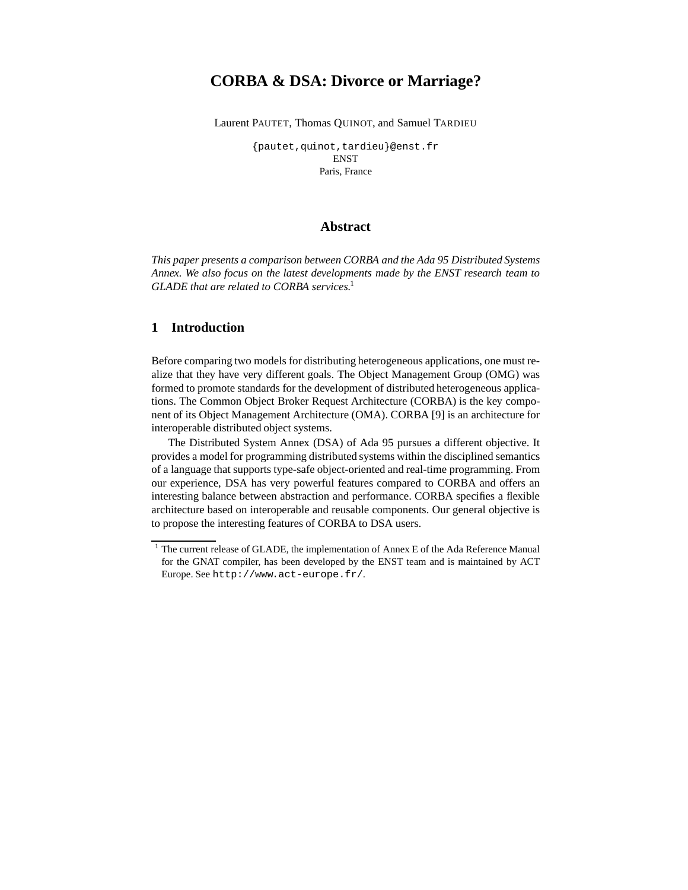# CORBA & DSA: Divorce or Marriage?

Laurent PAUTET, Thomas QUINOT, and Samuel TARDIEU

{pautet,quinot,tardieu}@enst.fr
ENST
Paris, France

## Abstract

*This paper presents a comparison between CORBA and the Ada 95 Distributed Systems Annex. We also focus on the latest developments made by the ENST research team to GLADE that are related to CORBA services.*[1]

## 1 Introduction

Before comparing two models for distributing heterogeneous applications, one must realize that they have very different goals. The Object Management Group (OMG) was formed to promote standards for the development of distributed heterogeneous applications. The Common Object Broker Request Architecture (CORBA) is the key component of its Object Management Architecture (OMA). CORBA [9] is an architecture for interoperable distributed object systems.

The Distributed System Annex (DSA) of Ada 95 pursues a different objective. It provides a model for programming distributed systems within the disciplined semantics of a language that supports type-safe object-oriented and real-time programming. From our experience, DSA has very powerful features compared to CORBA and offers an interesting balance between abstraction and performance. CORBA specifies a flexible architecture based on interoperable and reusable components. Our general objective is to propose the interesting features of CORBA to DSA users.

[1] The current release of GLADE, the implementation of Annex E of the Ada Reference Manual for the GNAT compiler, has been developed by the ENST team and is maintained by ACT Europe. See http://www.act-europe.fr/.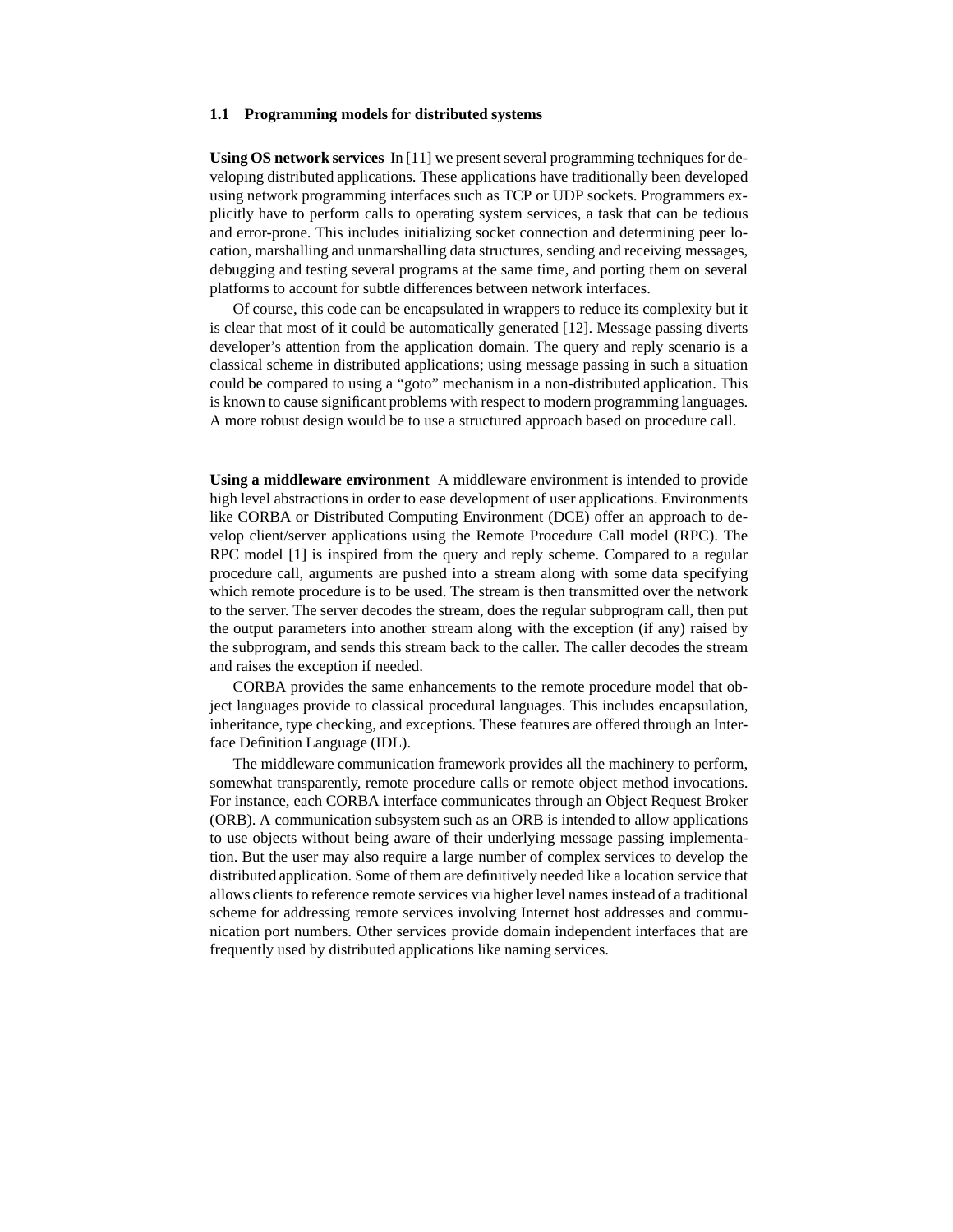### 1.1 Programming models for distributed systems

**Using OS network services** In [11] we present several programming techniques for developing distributed applications. These applications have traditionally been developed using network programming interfaces such as TCP or UDP sockets. Programmers explicitly have to perform calls to operating system services, a task that can be tedious and error-prone. This includes initializing socket connection and determining peer location, marshalling and unmarshalling data structures, sending and receiving messages, debugging and testing several programs at the same time, and porting them on several platforms to account for subtle differences between network interfaces.

Of course, this code can be encapsulated in wrappers to reduce its complexity but it is clear that most of it could be automatically generated [12]. Message passing diverts developer's attention from the application domain. The query and reply scenario is a classical scheme in distributed applications; using message passing in such a situation could be compared to using a "goto" mechanism in a non-distributed application. This is known to cause significant problems with respect to modern programming languages. A more robust design would be to use a structured approach based on procedure call.

**Using a middleware environment** A middleware environment is intended to provide high level abstractions in order to ease development of user applications. Environments like CORBA or Distributed Computing Environment (DCE) offer an approach to develop client/server applications using the Remote Procedure Call model (RPC). The RPC model [1] is inspired from the query and reply scheme. Compared to a regular procedure call, arguments are pushed into a stream along with some data specifying which remote procedure is to be used. The stream is then transmitted over the network to the server. The server decodes the stream, does the regular subprogram call, then put the output parameters into another stream along with the exception (if any) raised by the subprogram, and sends this stream back to the caller. The caller decodes the stream and raises the exception if needed.

CORBA provides the same enhancements to the remote procedure model that object languages provide to classical procedural languages. This includes encapsulation, inheritance, type checking, and exceptions. These features are offered through an Interface Definition Language (IDL).

The middleware communication framework provides all the machinery to perform, somewhat transparently, remote procedure calls or remote object method invocations. For instance, each CORBA interface communicates through an Object Request Broker (ORB). A communication subsystem such as an ORB is intended to allow applications to use objects without being aware of their underlying message passing implementation. But the user may also require a large number of complex services to develop the distributed application. Some of them are definitively needed like a location service that allows clients to reference remote services via higher level names instead of a traditional scheme for addressing remote services involving Internet host addresses and communication port numbers. Other services provide domain independent interfaces that are frequently used by distributed applications like naming services.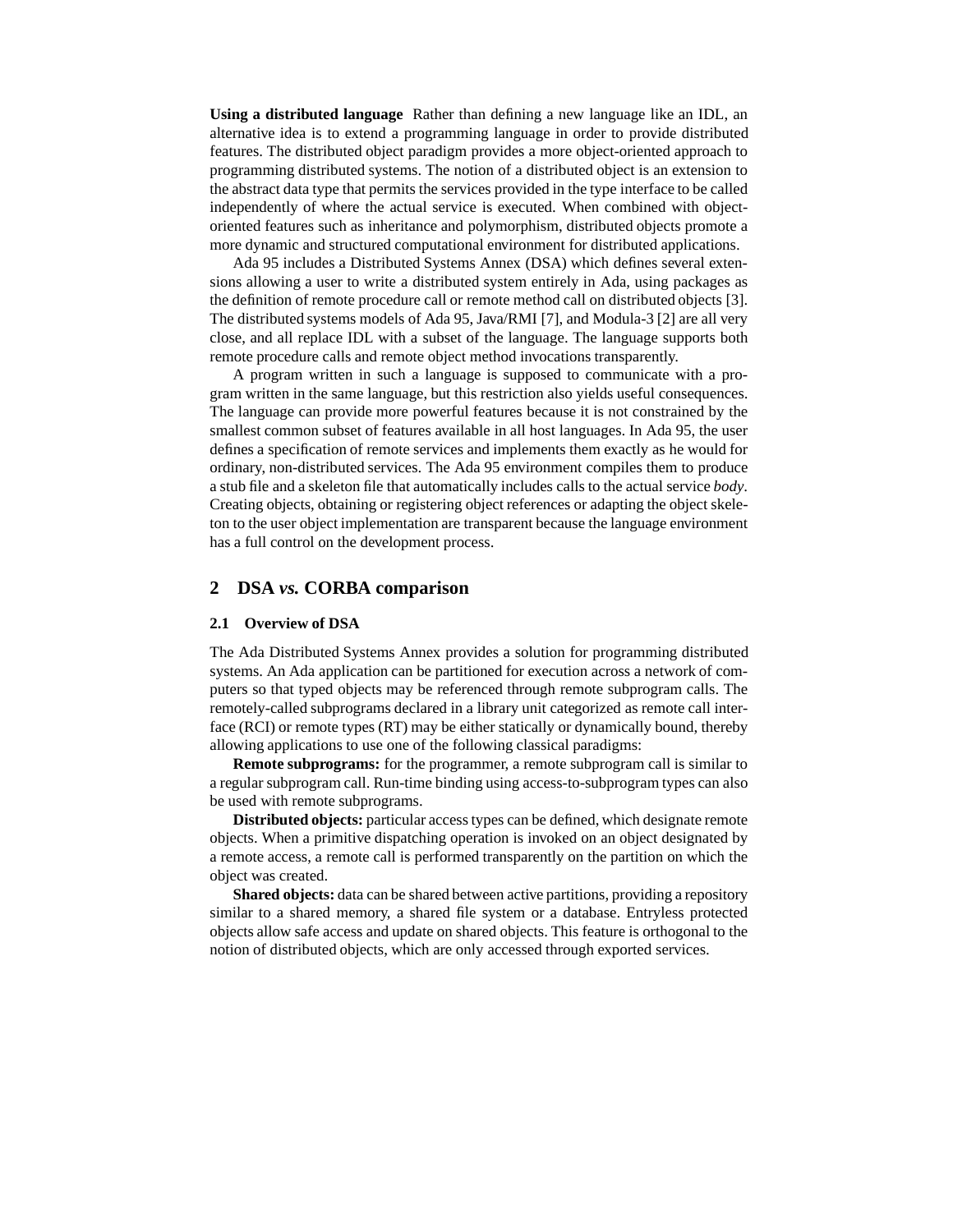**Using a distributed language** Rather than defining a new language like an IDL, an alternative idea is to extend a programming language in order to provide distributed features. The distributed object paradigm provides a more object-oriented approach to programming distributed systems. The notion of a distributed object is an extension to the abstract data type that permits the services provided in the type interface to be called independently of where the actual service is executed. When combined with object-oriented features such as inheritance and polymorphism, distributed objects promote a more dynamic and structured computational environment for distributed applications.

Ada 95 includes a Distributed Systems Annex (DSA) which defines several extensions allowing a user to write a distributed system entirely in Ada, using packages as the definition of remote procedure call or remote method call on distributed objects [3]. The distributed systems models of Ada 95, Java/RMI [7], and Modula-3 [2] are all very close, and all replace IDL with a subset of the language. The language supports both remote procedure calls and remote object method invocations transparently.

A program written in such a language is supposed to communicate with a program written in the same language, but this restriction also yields useful consequences. The language can provide more powerful features because it is not constrained by the smallest common subset of features available in all host languages. In Ada 95, the user defines a specification of remote services and implements them exactly as he would for ordinary, non-distributed services. The Ada 95 environment compiles them to produce a stub file and a skeleton file that automatically includes calls to the actual service *body*. Creating objects, obtaining or registering object references or adapting the object skeleton to the user object implementation are transparent because the language environment has a full control on the development process.

## 2 DSA *vs.* CORBA comparison

### 2.1 Overview of DSA

The Ada Distributed Systems Annex provides a solution for programming distributed systems. An Ada application can be partitioned for execution across a network of computers so that typed objects may be referenced through remote subprogram calls. The remotely-called subprograms declared in a library unit categorized as remote call interface (RCI) or remote types (RT) may be either statically or dynamically bound, thereby allowing applications to use one of the following classical paradigms:

**Remote subprograms:** for the programmer, a remote subprogram call is similar to a regular subprogram call. Run-time binding using access-to-subprogram types can also be used with remote subprograms.

**Distributed objects:** particular access types can be defined, which designate remote objects. When a primitive dispatching operation is invoked on an object designated by a remote access, a remote call is performed transparently on the partition on which the object was created.

**Shared objects:** data can be shared between active partitions, providing a repository similar to a shared memory, a shared file system or a database. Entryless protected objects allow safe access and update on shared objects. This feature is orthogonal to the notion of distributed objects, which are only accessed through exported services.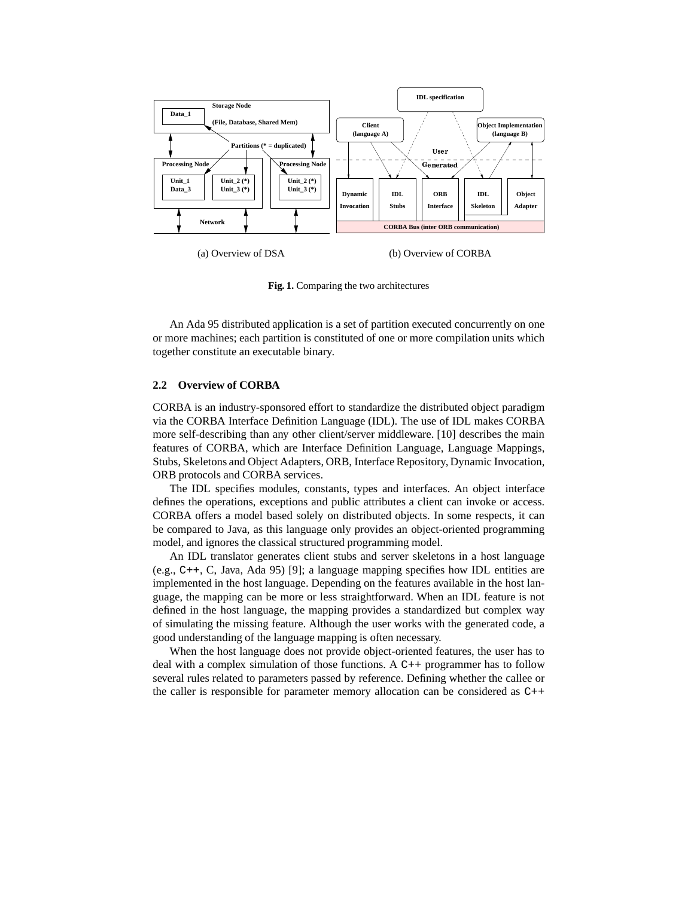Storage Node

Data_1

(File, Database, Shared Mem)

Partitions (* = duplicated)

Processing Node

Unit_1
Data_3

Unit_2 (*)
Unit_3 (*)

Processing Node

Unit_2 (*)
Unit_3 (*)

Network

IDL specification

Client
(language A)

Object Implementation
(language B)

User

Generated

Dynamic Invocation

IDL Stubs

ORB Interface

IDL Skeleton

Object Adapter

CORBA Bus (inter ORB communication)

(a) Overview of DSA

(b) Overview of CORBA

**Fig. 1.** Comparing the two architectures

An Ada 95 distributed application is a set of partition executed concurrently on one or more machines; each partition is constituted of one or more compilation units which together constitute an executable binary.

### 2.2 Overview of CORBA

CORBA is an industry-sponsored effort to standardize the distributed object paradigm via the CORBA Interface Definition Language (IDL). The use of IDL makes CORBA more self-describing than any other client/server middleware. [10] describes the main features of CORBA, which are Interface Definition Language, Language Mappings, Stubs, Skeletons and Object Adapters, ORB, Interface Repository, Dynamic Invocation, ORB protocols and CORBA services.

The IDL specifies modules, constants, types and interfaces. An object interface defines the operations, exceptions and public attributes a client can invoke or access. CORBA offers a model based solely on distributed objects. In some respects, it can be compared to Java, as this language only provides an object-oriented programming model, and ignores the classical structured programming model.

An IDL translator generates client stubs and server skeletons in a host language (e.g., C++, C, Java, Ada 95) [9]; a language mapping specifies how IDL entities are implemented in the host language. Depending on the features available in the host language, the mapping can be more or less straightforward. When an IDL feature is not defined in the host language, the mapping provides a standardized but complex way of simulating the missing feature. Although the user works with the generated code, a good understanding of the language mapping is often necessary.

When the host language does not provide object-oriented features, the user has to deal with a complex simulation of those functions. A C++ programmer has to follow several rules related to parameters passed by reference. Defining whether the callee or the caller is responsible for parameter memory allocation can be considered as C++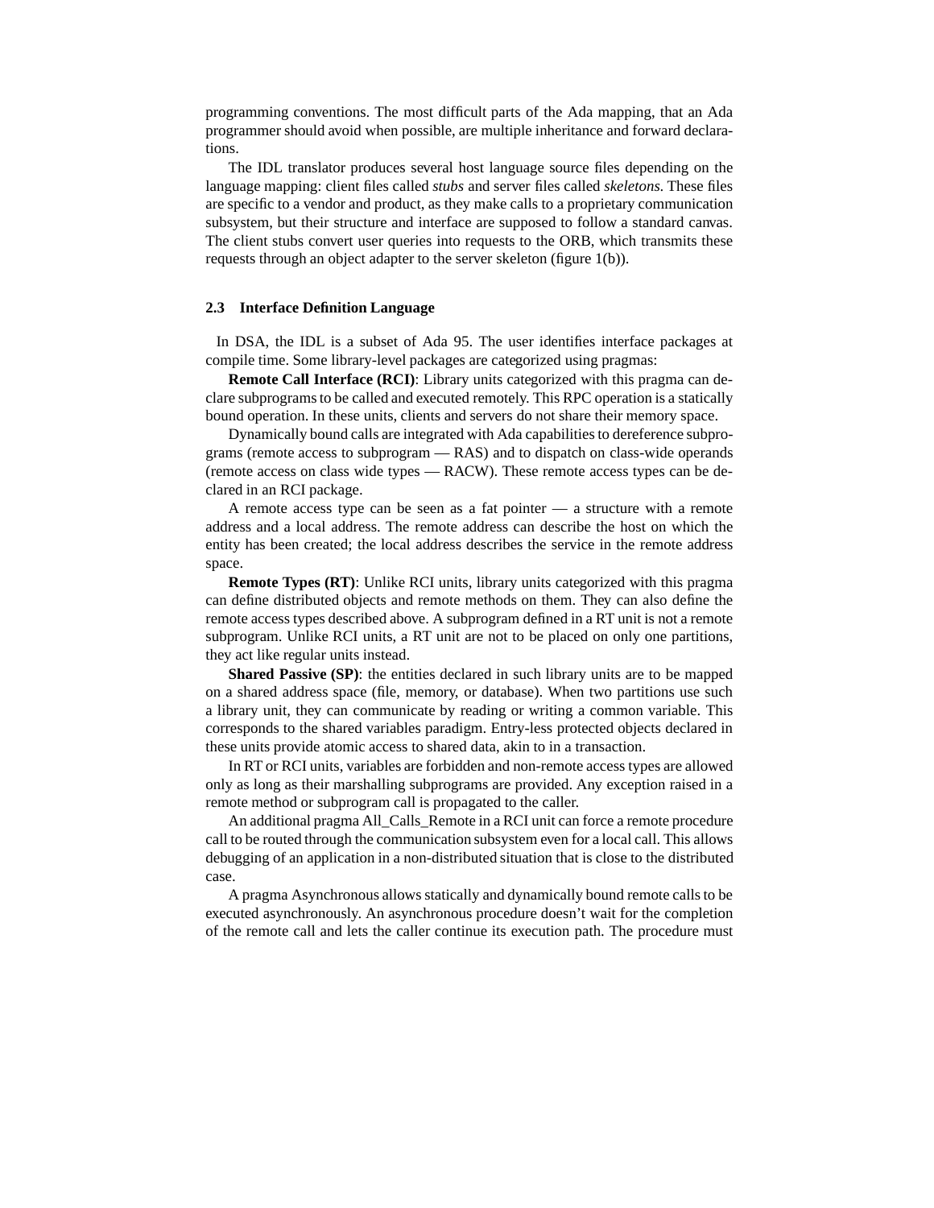programming conventions. The most difficult parts of the Ada mapping, that an Ada programmer should avoid when possible, are multiple inheritance and forward declarations.

The IDL translator produces several host language source files depending on the language mapping: client files called *stubs* and server files called *skeletons*. These files are specific to a vendor and product, as they make calls to a proprietary communication subsystem, but their structure and interface are supposed to follow a standard canvas. The client stubs convert user queries into requests to the ORB, which transmits these requests through an object adapter to the server skeleton (figure 1(b)).

### 2.3 Interface Definition Language

In DSA, the IDL is a subset of Ada 95. The user identifies interface packages at compile time. Some library-level packages are categorized using pragmas:

**Remote Call Interface (RCI)**: Library units categorized with this pragma can declare subprograms to be called and executed remotely. This RPC operation is a statically bound operation. In these units, clients and servers do not share their memory space.

Dynamically bound calls are integrated with Ada capabilities to dereference subprograms (remote access to subprogram — RAS) and to dispatch on class-wide operands (remote access on class wide types — RACW). These remote access types can be declared in an RCI package.

A remote access type can be seen as a fat pointer — a structure with a remote address and a local address. The remote address can describe the host on which the entity has been created; the local address describes the service in the remote address space.

**Remote Types (RT)**: Unlike RCI units, library units categorized with this pragma can define distributed objects and remote methods on them. They can also define the remote access types described above. A subprogram defined in a RT unit is not a remote subprogram. Unlike RCI units, a RT unit are not to be placed on only one partitions, they act like regular units instead.

**Shared Passive (SP)**: the entities declared in such library units are to be mapped on a shared address space (file, memory, or database). When two partitions use such a library unit, they can communicate by reading or writing a common variable. This corresponds to the shared variables paradigm. Entry-less protected objects declared in these units provide atomic access to shared data, akin to in a transaction.

In RT or RCI units, variables are forbidden and non-remote access types are allowed only as long as their marshalling subprograms are provided. Any exception raised in a remote method or subprogram call is propagated to the caller.

An additional pragma All_Calls_Remote in a RCI unit can force a remote procedure call to be routed through the communication subsystem even for a local call. This allows debugging of an application in a non-distributed situation that is close to the distributed case.

A pragma Asynchronous allows statically and dynamically bound remote calls to be executed asynchronously. An asynchronous procedure doesn't wait for the completion of the remote call and lets the caller continue its execution path. The procedure must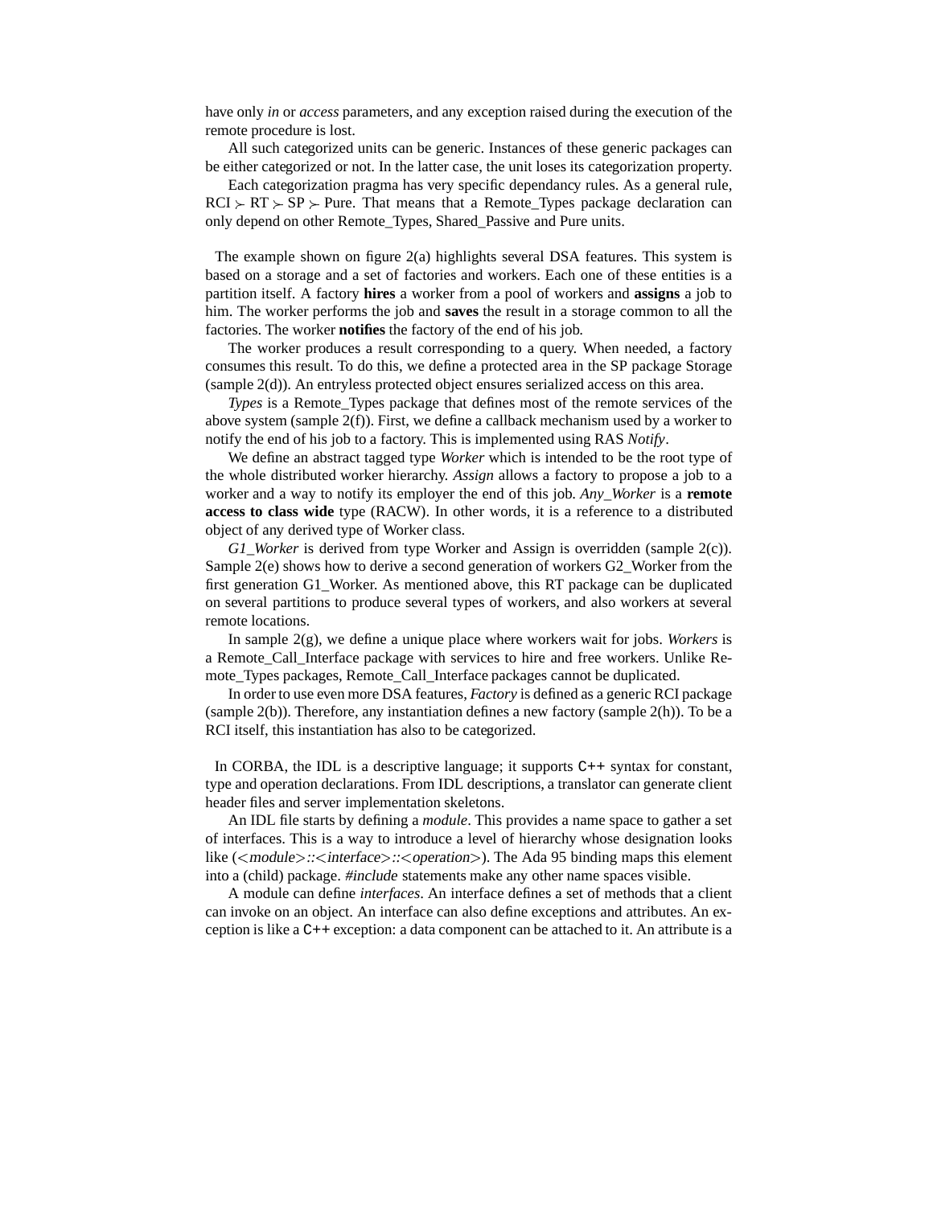have only *in* or *access* parameters, and any exception raised during the execution of the remote procedure is lost.

All such categorized units can be generic. Instances of these generic packages can be either categorized or not. In the latter case, the unit loses its categorization property.

Each categorization pragma has very specific dependancy rules. As a general rule, RCI $\succ$ RT $\succ$ SP $\succ$ Pure. That means that a Remote_Types package declaration can only depend on other Remote_Types, Shared_Passive and Pure units.

The example shown on figure 2(a) highlights several DSA features. This system is based on a storage and a set of factories and workers. Each one of these entities is a partition itself. A factory **hires** a worker from a pool of workers and **assigns** a job to him. The worker performs the job and **saves** the result in a storage common to all the factories. The worker **notifies** the factory of the end of his job.

The worker produces a result corresponding to a query. When needed, a factory consumes this result. To do this, we define a protected area in the SP package Storage (sample 2(d)). An entryless protected object ensures serialized access on this area.

*Types* is a Remote_Types package that defines most of the remote services of the above system (sample 2(f)). First, we define a callback mechanism used by a worker to notify the end of his job to a factory. This is implemented using RAS *Notify*.

We define an abstract tagged type *Worker* which is intended to be the root type of the whole distributed worker hierarchy. *Assign* allows a factory to propose a job to a worker and a way to notify its employer the end of this job. *Any_Worker* is a **remote access to class wide** type (RACW). In other words, it is a reference to a distributed object of any derived type of Worker class.

*G1_Worker* is derived from type Worker and Assign is overridden (sample 2(c)). Sample 2(e) shows how to derive a second generation of workers G2_Worker from the first generation G1_Worker. As mentioned above, this RT package can be duplicated on several partitions to produce several types of workers, and also workers at several remote locations.

In sample 2(g), we define a unique place where workers wait for jobs. *Workers* is a Remote_Call_Interface package with services to hire and free workers. Unlike Remote_Types packages, Remote_Call_Interface packages cannot be duplicated.

In order to use even more DSA features, *Factory* is defined as a generic RCI package (sample 2(b)). Therefore, any instantiation defines a new factory (sample 2(h)). To be a RCI itself, this instantiation has also to be categorized.

In CORBA, the IDL is a descriptive language; it supports C++ syntax for constant, type and operation declarations. From IDL descriptions, a translator can generate client header files and server implementation skeletons.

An IDL file starts by defining a *module*. This provides a name space to gather a set of interfaces. This is a way to introduce a level of hierarchy whose designation looks like (*<module>::<interface>::<operation>*). The Ada 95 binding maps this element into a (child) package. *#include* statements make any other name spaces visible.

A module can define *interfaces*. An interface defines a set of methods that a client can invoke on an object. An interface can also define exceptions and attributes. An exception is like a C++ exception: a data component can be attached to it. An attribute is a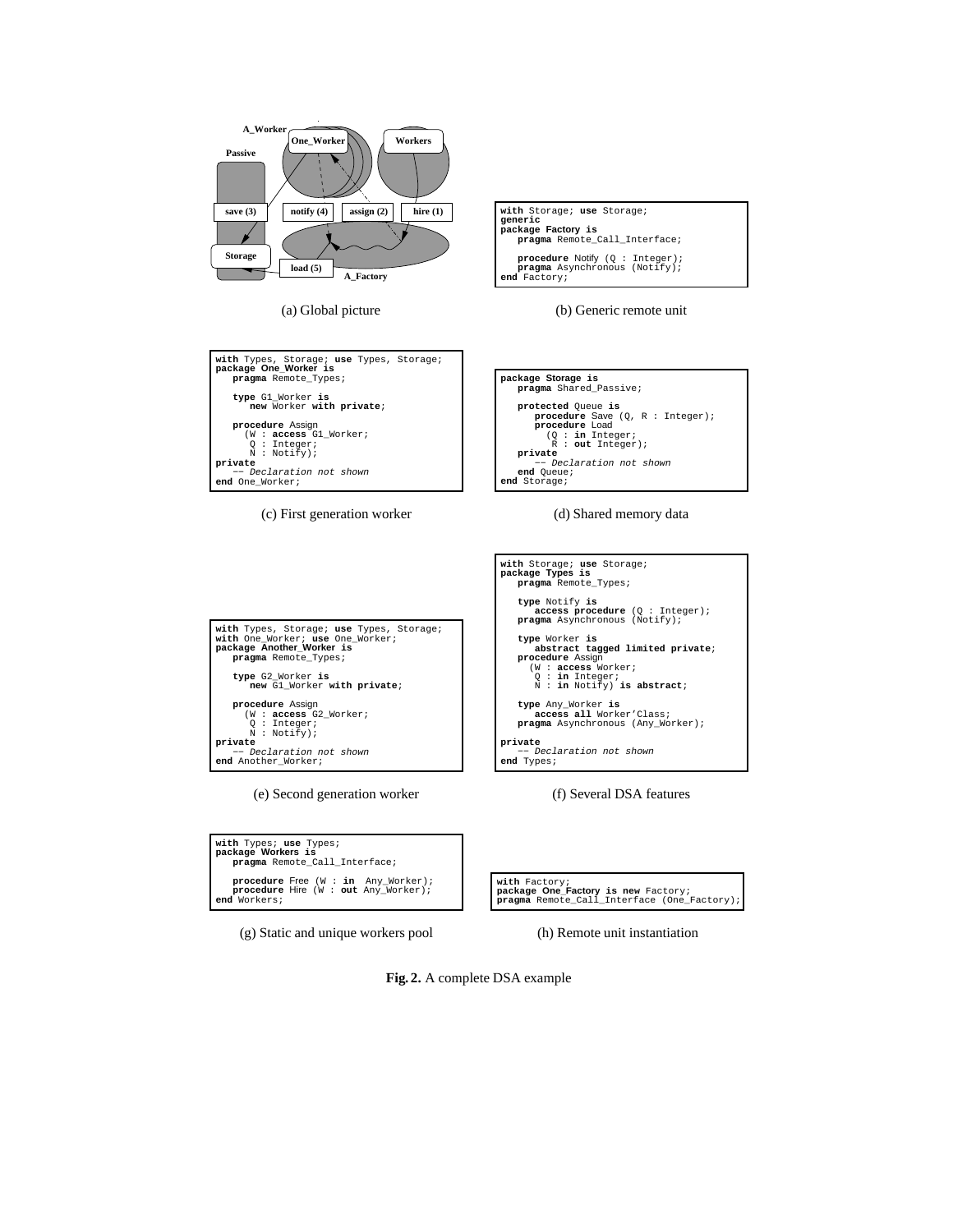(a) Global picture

```
with Storage; use Storage;
generic
package Factory is
   pragma Remote_Call_Interface;

   procedure Notify (Q : Integer);
   pragma Asynchronous (Notify);
end Factory;
```

(b) Generic remote unit

```
with Types, Storage; use Types, Storage;
package One_Worker is
   pragma Remote_Types;

   type G1_Worker is
      new Worker with private;

   procedure Assign
     (W : access G1_Worker;
      Q : Integer;
      N : Notify);
private
   -- Declaration not shown
end One_Worker;
```

(c) First generation worker

```
package Storage is
   pragma Shared_Passive;

   protected Queue is
      procedure Save (Q, R : Integer);
      procedure Load
        (Q : in Integer;
         R : out Integer);
   private
      -- Declaration not shown
   end Queue;
end Storage;
```

(d) Shared memory data

```
with Types, Storage; use Types, Storage;
with One_Worker; use One_Worker;
package Another_Worker is
   pragma Remote_Types;

   type G2_Worker is
      new G1_Worker with private;

   procedure Assign
     (W : access G2_Worker;
      Q : Integer;
      N : Notify);
private
   -- Declaration not shown
end Another_Worker;
```

(e) Second generation worker

```
with Storage; use Storage;
package Types is
   pragma Remote_Types;

   type Notify is
      access procedure (Q : Integer);
   pragma Asynchronous (Notify);

   type Worker is
      abstract tagged limited private;
   procedure Assign
     (W : access Worker;
      Q : in Integer;
      N : in Notify) is abstract;

   type Any_Worker is
      access all Worker'Class;
   pragma Asynchronous (Any_Worker);

private
   -- Declaration not shown
end Types;
```

(f) Several DSA features

```
with Types; use Types;
package Workers is
   pragma Remote_Call_Interface;

   procedure Free (W : in  Any_Worker);
   procedure Hire (W : out Any_Worker);
end Workers;
```

(g) Static and unique workers pool

```
with Factory;
package One_Factory is new Factory;
pragma Remote_Call_Interface (One_Factory);
```

(h) Remote unit instantiation

**Fig. 2.** A complete DSA example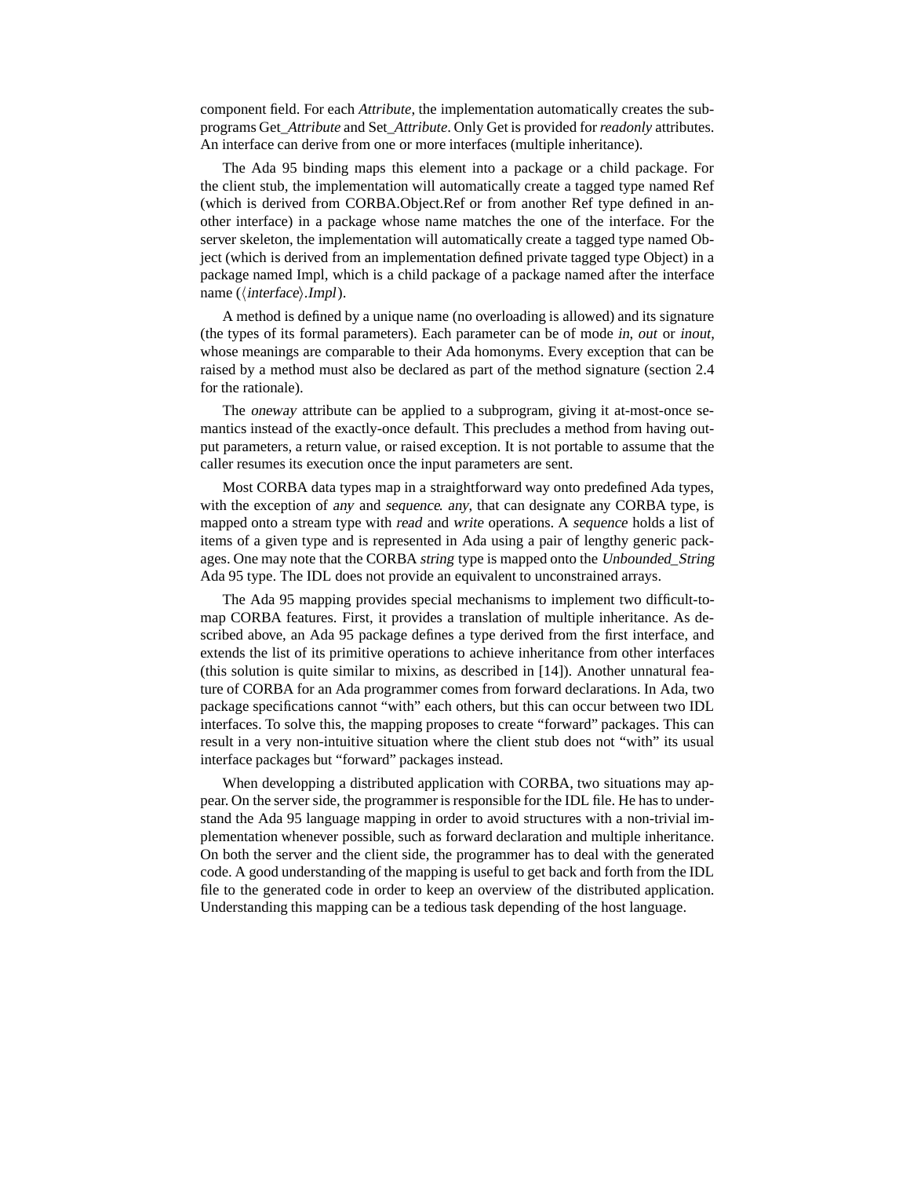component field. For each *Attribute*, the implementation automatically creates the subprograms Get_*Attribute* and Set_*Attribute*. Only Get is provided for *readonly* attributes. An interface can derive from one or more interfaces (multiple inheritance).

The Ada 95 binding maps this element into a package or a child package. For the client stub, the implementation will automatically create a tagged type named Ref (which is derived from CORBA.Object.Ref or from another Ref type defined in another interface) in a package whose name matches the one of the interface. For the server skeleton, the implementation will automatically create a tagged type named Object (which is derived from an implementation defined private tagged type Object) in a package named Impl, which is a child package of a package named after the interface name (⟨*interface*⟩.*Impl*).

A method is defined by a unique name (no overloading is allowed) and its signature (the types of its formal parameters). Each parameter can be of mode *in*, *out* or *inout*, whose meanings are comparable to their Ada homonyms. Every exception that can be raised by a method must also be declared as part of the method signature (section 2.4 for the rationale).

The *oneway* attribute can be applied to a subprogram, giving it at-most-once semantics instead of the exactly-once default. This precludes a method from having output parameters, a return value, or raised exception. It is not portable to assume that the caller resumes its execution once the input parameters are sent.

Most CORBA data types map in a straightforward way onto predefined Ada types, with the exception of *any* and *sequence*. *any*, that can designate any CORBA type, is mapped onto a stream type with *read* and *write* operations. A *sequence* holds a list of items of a given type and is represented in Ada using a pair of lengthy generic packages. One may note that the CORBA *string* type is mapped onto the *Unbounded_String* Ada 95 type. The IDL does not provide an equivalent to unconstrained arrays.

The Ada 95 mapping provides special mechanisms to implement two difficult-to-map CORBA features. First, it provides a translation of multiple inheritance. As described above, an Ada 95 package defines a type derived from the first interface, and extends the list of its primitive operations to achieve inheritance from other interfaces (this solution is quite similar to mixins, as described in [14]). Another unnatural feature of CORBA for an Ada programmer comes from forward declarations. In Ada, two package specifications cannot "with" each others, but this can occur between two IDL interfaces. To solve this, the mapping proposes to create "forward" packages. This can result in a very non-intuitive situation where the client stub does not "with" its usual interface packages but "forward" packages instead.

When developping a distributed application with CORBA, two situations may appear. On the server side, the programmer is responsible for the IDL file. He has to understand the Ada 95 language mapping in order to avoid structures with a non-trivial implementation whenever possible, such as forward declaration and multiple inheritance. On both the server and the client side, the programmer has to deal with the generated code. A good understanding of the mapping is useful to get back and forth from the IDL file to the generated code in order to keep an overview of the distributed application. Understanding this mapping can be a tedious task depending of the host language.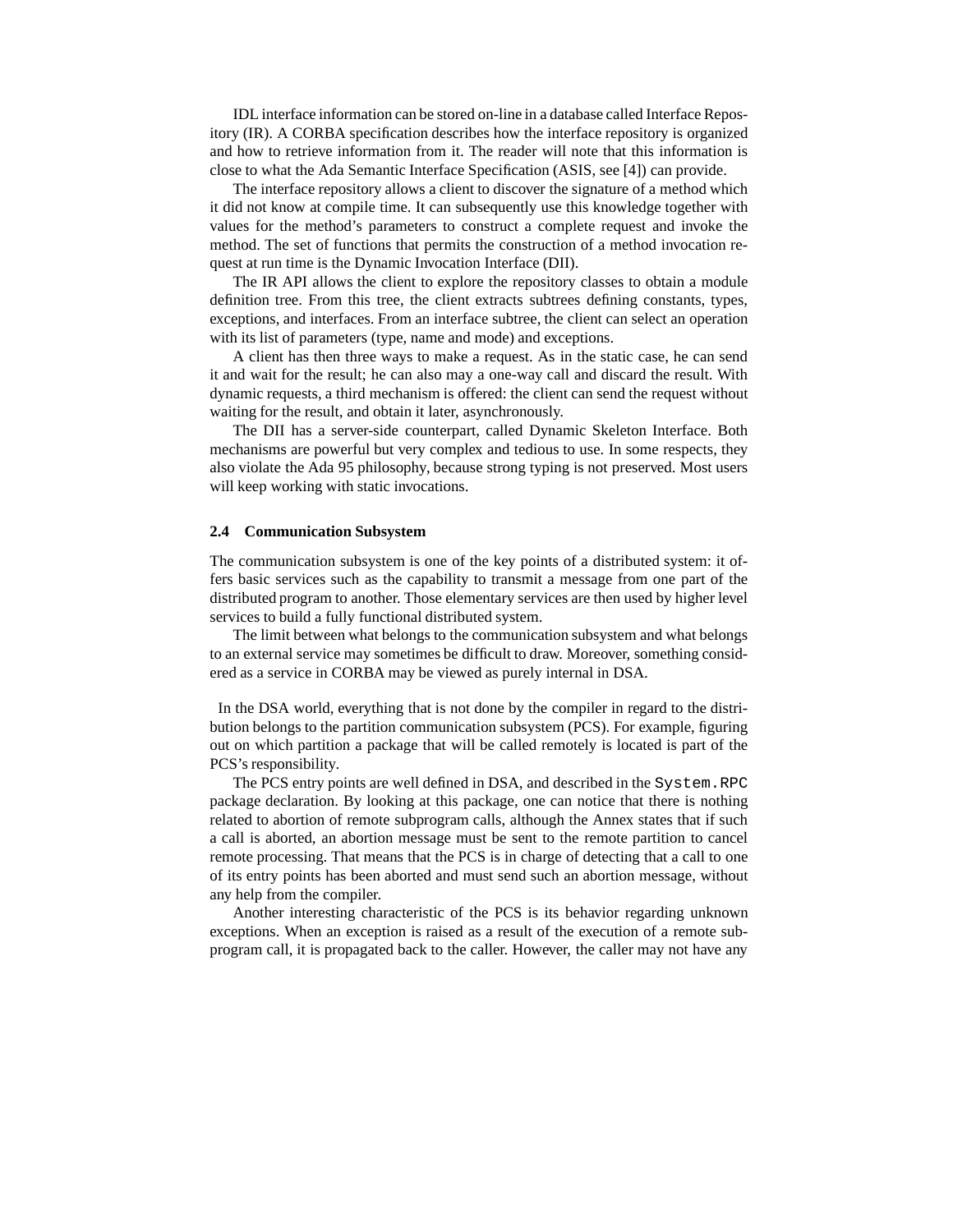IDL interface information can be stored on-line in a database called Interface Repository (IR). A CORBA specification describes how the interface repository is organized and how to retrieve information from it. The reader will note that this information is close to what the Ada Semantic Interface Specification (ASIS, see [4]) can provide.

The interface repository allows a client to discover the signature of a method which it did not know at compile time. It can subsequently use this knowledge together with values for the method's parameters to construct a complete request and invoke the method. The set of functions that permits the construction of a method invocation request at run time is the Dynamic Invocation Interface (DII).

The IR API allows the client to explore the repository classes to obtain a module definition tree. From this tree, the client extracts subtrees defining constants, types, exceptions, and interfaces. From an interface subtree, the client can select an operation with its list of parameters (type, name and mode) and exceptions.

A client has then three ways to make a request. As in the static case, he can send it and wait for the result; he can also may a one-way call and discard the result. With dynamic requests, a third mechanism is offered: the client can send the request without waiting for the result, and obtain it later, asynchronously.

The DII has a server-side counterpart, called Dynamic Skeleton Interface. Both mechanisms are powerful but very complex and tedious to use. In some respects, they also violate the Ada 95 philosophy, because strong typing is not preserved. Most users will keep working with static invocations.

### 2.4 Communication Subsystem

The communication subsystem is one of the key points of a distributed system: it offers basic services such as the capability to transmit a message from one part of the distributed program to another. Those elementary services are then used by higher level services to build a fully functional distributed system.

The limit between what belongs to the communication subsystem and what belongs to an external service may sometimes be difficult to draw. Moreover, something considered as a service in CORBA may be viewed as purely internal in DSA.

In the DSA world, everything that is not done by the compiler in regard to the distribution belongs to the partition communication subsystem (PCS). For example, figuring out on which partition a package that will be called remotely is located is part of the PCS's responsibility.

The PCS entry points are well defined in DSA, and described in the `System.RPC` package declaration. By looking at this package, one can notice that there is nothing related to abortion of remote subprogram calls, although the Annex states that if such a call is aborted, an abortion message must be sent to the remote partition to cancel remote processing. That means that the PCS is in charge of detecting that a call to one of its entry points has been aborted and must send such an abortion message, without any help from the compiler.

Another interesting characteristic of the PCS is its behavior regarding unknown exceptions. When an exception is raised as a result of the execution of a remote subprogram call, it is propagated back to the caller. However, the caller may not have any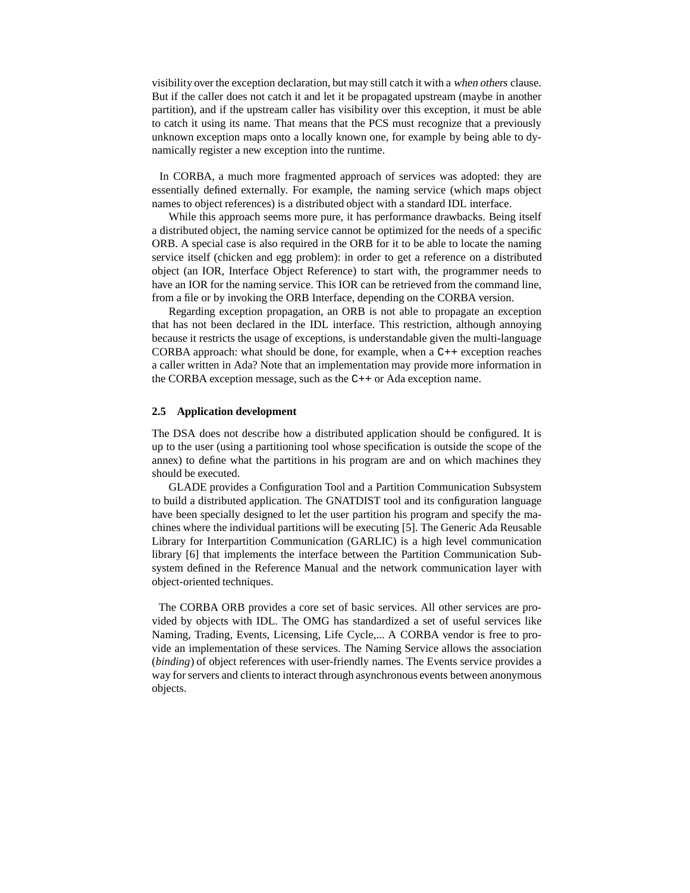visibility over the exception declaration, but may still catch it with a *when others* clause. But if the caller does not catch it and let it be propagated upstream (maybe in another partition), and if the upstream caller has visibility over this exception, it must be able to catch it using its name. That means that the PCS must recognize that a previously unknown exception maps onto a locally known one, for example by being able to dynamically register a new exception into the runtime.

In CORBA, a much more fragmented approach of services was adopted: they are essentially defined externally. For example, the naming service (which maps object names to object references) is a distributed object with a standard IDL interface.

While this approach seems more pure, it has performance drawbacks. Being itself a distributed object, the naming service cannot be optimized for the needs of a specific ORB. A special case is also required in the ORB for it to be able to locate the naming service itself (chicken and egg problem): in order to get a reference on a distributed object (an IOR, Interface Object Reference) to start with, the programmer needs to have an IOR for the naming service. This IOR can be retrieved from the command line, from a file or by invoking the ORB Interface, depending on the CORBA version.

Regarding exception propagation, an ORB is not able to propagate an exception that has not been declared in the IDL interface. This restriction, although annoying because it restricts the usage of exceptions, is understandable given the multi-language CORBA approach: what should be done, for example, when a `C++` exception reaches a caller written in Ada? Note that an implementation may provide more information in the CORBA exception message, such as the `C++` or Ada exception name.

### 2.5 Application development

The DSA does not describe how a distributed application should be configured. It is up to the user (using a partitioning tool whose specification is outside the scope of the annex) to define what the partitions in his program are and on which machines they should be executed.

GLADE provides a Configuration Tool and a Partition Communication Subsystem to build a distributed application. The GNATDIST tool and its configuration language have been specially designed to let the user partition his program and specify the machines where the individual partitions will be executing [5]. The Generic Ada Reusable Library for Interpartition Communication (GARLIC) is a high level communication library [6] that implements the interface between the Partition Communication Subsystem defined in the Reference Manual and the network communication layer with object-oriented techniques.

The CORBA ORB provides a core set of basic services. All other services are provided by objects with IDL. The OMG has standardized a set of useful services like Naming, Trading, Events, Licensing, Life Cycle,... A CORBA vendor is free to provide an implementation of these services. The Naming Service allows the association (*binding*) of object references with user-friendly names. The Events service provides a way for servers and clients to interact through asynchronous events between anonymous objects.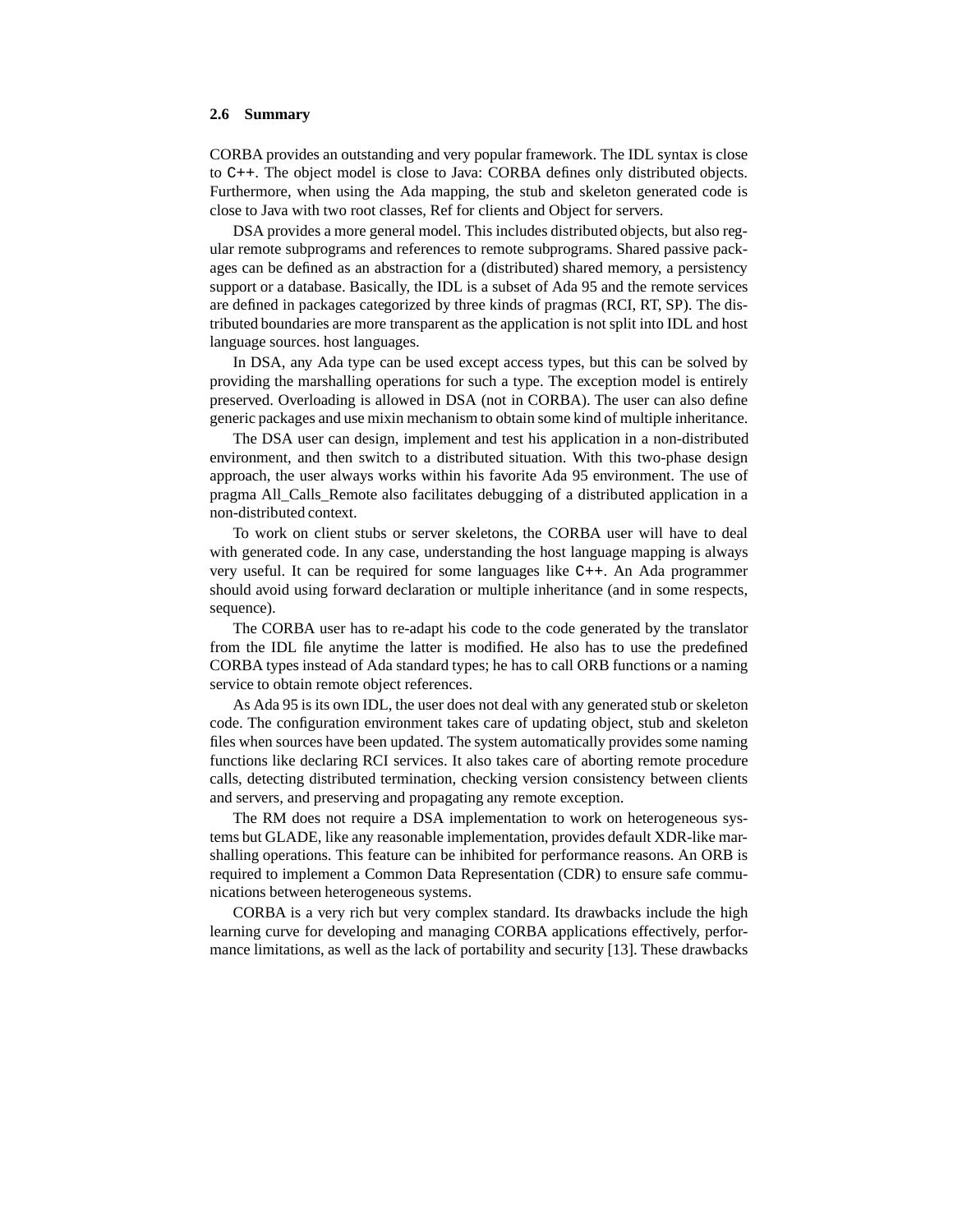### 2.6 Summary

CORBA provides an outstanding and very popular framework. The IDL syntax is close to C++. The object model is close to Java: CORBA defines only distributed objects. Furthermore, when using the Ada mapping, the stub and skeleton generated code is close to Java with two root classes, Ref for clients and Object for servers.

DSA provides a more general model. This includes distributed objects, but also regular remote subprograms and references to remote subprograms. Shared passive packages can be defined as an abstraction for a (distributed) shared memory, a persistency support or a database. Basically, the IDL is a subset of Ada 95 and the remote services are defined in packages categorized by three kinds of pragmas (RCI, RT, SP). The distributed boundaries are more transparent as the application is not split into IDL and host language sources. host languages.

In DSA, any Ada type can be used except access types, but this can be solved by providing the marshalling operations for such a type. The exception model is entirely preserved. Overloading is allowed in DSA (not in CORBA). The user can also define generic packages and use mixin mechanism to obtain some kind of multiple inheritance.

The DSA user can design, implement and test his application in a non-distributed environment, and then switch to a distributed situation. With this two-phase design approach, the user always works within his favorite Ada 95 environment. The use of pragma All_Calls_Remote also facilitates debugging of a distributed application in a non-distributed context.

To work on client stubs or server skeletons, the CORBA user will have to deal with generated code. In any case, understanding the host language mapping is always very useful. It can be required for some languages like C++. An Ada programmer should avoid using forward declaration or multiple inheritance (and in some respects, sequence).

The CORBA user has to re-adapt his code to the code generated by the translator from the IDL file anytime the latter is modified. He also has to use the predefined CORBA types instead of Ada standard types; he has to call ORB functions or a naming service to obtain remote object references.

As Ada 95 is its own IDL, the user does not deal with any generated stub or skeleton code. The configuration environment takes care of updating object, stub and skeleton files when sources have been updated. The system automatically provides some naming functions like declaring RCI services. It also takes care of aborting remote procedure calls, detecting distributed termination, checking version consistency between clients and servers, and preserving and propagating any remote exception.

The RM does not require a DSA implementation to work on heterogeneous systems but GLADE, like any reasonable implementation, provides default XDR-like marshalling operations. This feature can be inhibited for performance reasons. An ORB is required to implement a Common Data Representation (CDR) to ensure safe communications between heterogeneous systems.

CORBA is a very rich but very complex standard. Its drawbacks include the high learning curve for developing and managing CORBA applications effectively, performance limitations, as well as the lack of portability and security [13]. These drawbacks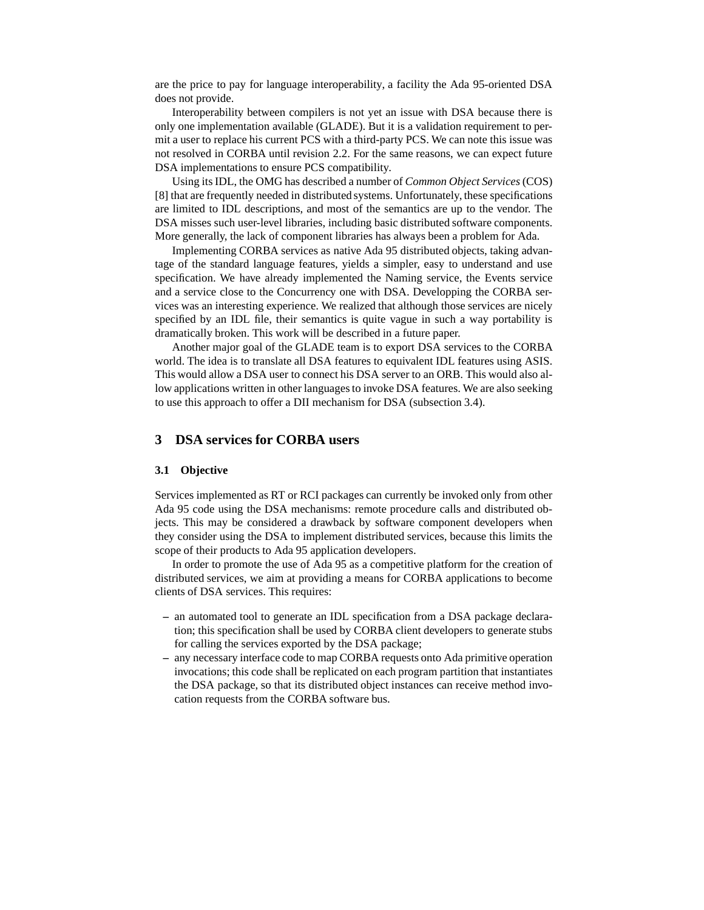are the price to pay for language interoperability, a facility the Ada 95-oriented DSA does not provide.

Interoperability between compilers is not yet an issue with DSA because there is only one implementation available (GLADE). But it is a validation requirement to permit a user to replace his current PCS with a third-party PCS. We can note this issue was not resolved in CORBA until revision 2.2. For the same reasons, we can expect future DSA implementations to ensure PCS compatibility.

Using its IDL, the OMG has described a number of *Common Object Services* (COS) [8] that are frequently needed in distributed systems. Unfortunately, these specifications are limited to IDL descriptions, and most of the semantics are up to the vendor. The DSA misses such user-level libraries, including basic distributed software components. More generally, the lack of component libraries has always been a problem for Ada.

Implementing CORBA services as native Ada 95 distributed objects, taking advantage of the standard language features, yields a simpler, easy to understand and use specification. We have already implemented the Naming service, the Events service and a service close to the Concurrency one with DSA. Developping the CORBA services was an interesting experience. We realized that although those services are nicely specified by an IDL file, their semantics is quite vague in such a way portability is dramatically broken. This work will be described in a future paper.

Another major goal of the GLADE team is to export DSA services to the CORBA world. The idea is to translate all DSA features to equivalent IDL features using ASIS. This would allow a DSA user to connect his DSA server to an ORB. This would also allow applications written in other languages to invoke DSA features. We are also seeking to use this approach to offer a DII mechanism for DSA (subsection 3.4).

## 3 DSA services for CORBA users

### 3.1 Objective

Services implemented as RT or RCI packages can currently be invoked only from other Ada 95 code using the DSA mechanisms: remote procedure calls and distributed objects. This may be considered a drawback by software component developers when they consider using the DSA to implement distributed services, because this limits the scope of their products to Ada 95 application developers.

In order to promote the use of Ada 95 as a competitive platform for the creation of distributed services, we aim at providing a means for CORBA applications to become clients of DSA services. This requires:

- an automated tool to generate an IDL specification from a DSA package declaration; this specification shall be used by CORBA client developers to generate stubs for calling the services exported by the DSA package;
- any necessary interface code to map CORBA requests onto Ada primitive operation invocations; this code shall be replicated on each program partition that instantiates the DSA package, so that its distributed object instances can receive method invocation requests from the CORBA software bus.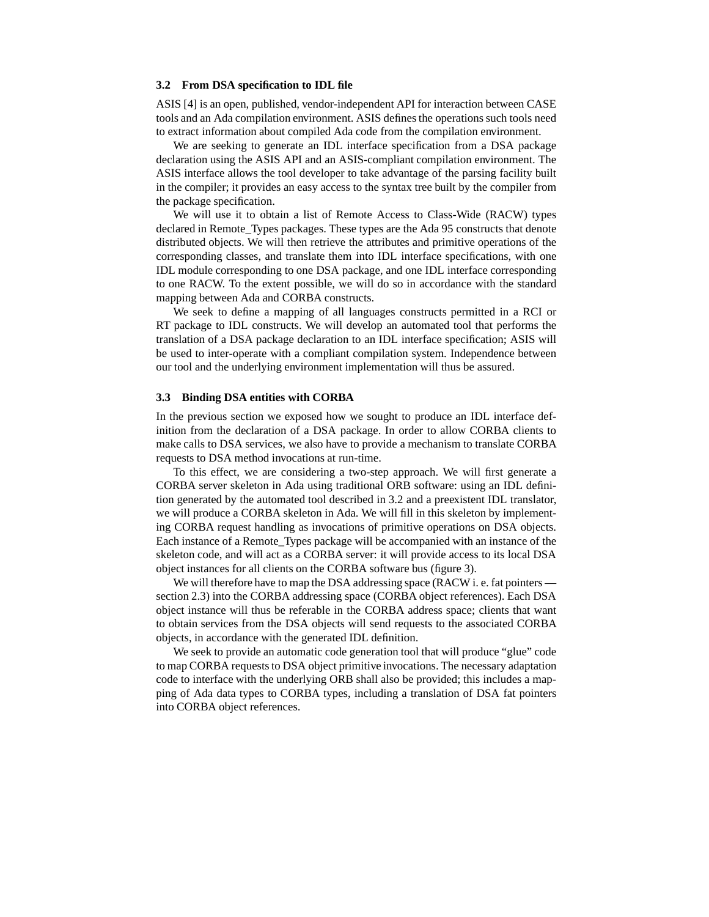### 3.2 From DSA specification to IDL file

ASIS [4] is an open, published, vendor-independent API for interaction between CASE tools and an Ada compilation environment. ASIS defines the operations such tools need to extract information about compiled Ada code from the compilation environment.

We are seeking to generate an IDL interface specification from a DSA package declaration using the ASIS API and an ASIS-compliant compilation environment. The ASIS interface allows the tool developer to take advantage of the parsing facility built in the compiler; it provides an easy access to the syntax tree built by the compiler from the package specification.

We will use it to obtain a list of Remote Access to Class-Wide (RACW) types declared in Remote_Types packages. These types are the Ada 95 constructs that denote distributed objects. We will then retrieve the attributes and primitive operations of the corresponding classes, and translate them into IDL interface specifications, with one IDL module corresponding to one DSA package, and one IDL interface corresponding to one RACW. To the extent possible, we will do so in accordance with the standard mapping between Ada and CORBA constructs.

We seek to define a mapping of all languages constructs permitted in a RCI or RT package to IDL constructs. We will develop an automated tool that performs the translation of a DSA package declaration to an IDL interface specification; ASIS will be used to inter-operate with a compliant compilation system. Independence between our tool and the underlying environment implementation will thus be assured.

### 3.3 Binding DSA entities with CORBA

In the previous section we exposed how we sought to produce an IDL interface definition from the declaration of a DSA package. In order to allow CORBA clients to make calls to DSA services, we also have to provide a mechanism to translate CORBA requests to DSA method invocations at run-time.

To this effect, we are considering a two-step approach. We will first generate a CORBA server skeleton in Ada using traditional ORB software: using an IDL definition generated by the automated tool described in 3.2 and a preexistent IDL translator, we will produce a CORBA skeleton in Ada. We will fill in this skeleton by implementing CORBA request handling as invocations of primitive operations on DSA objects. Each instance of a Remote_Types package will be accompanied with an instance of the skeleton code, and will act as a CORBA server: it will provide access to its local DSA object instances for all clients on the CORBA software bus (figure 3).

We will therefore have to map the DSA addressing space (RACW i. e. fat pointers — section 2.3) into the CORBA addressing space (CORBA object references). Each DSA object instance will thus be referable in the CORBA address space; clients that want to obtain services from the DSA objects will send requests to the associated CORBA objects, in accordance with the generated IDL definition.

We seek to provide an automatic code generation tool that will produce "glue" code to map CORBA requests to DSA object primitive invocations. The necessary adaptation code to interface with the underlying ORB shall also be provided; this includes a mapping of Ada data types to CORBA types, including a translation of DSA fat pointers into CORBA object references.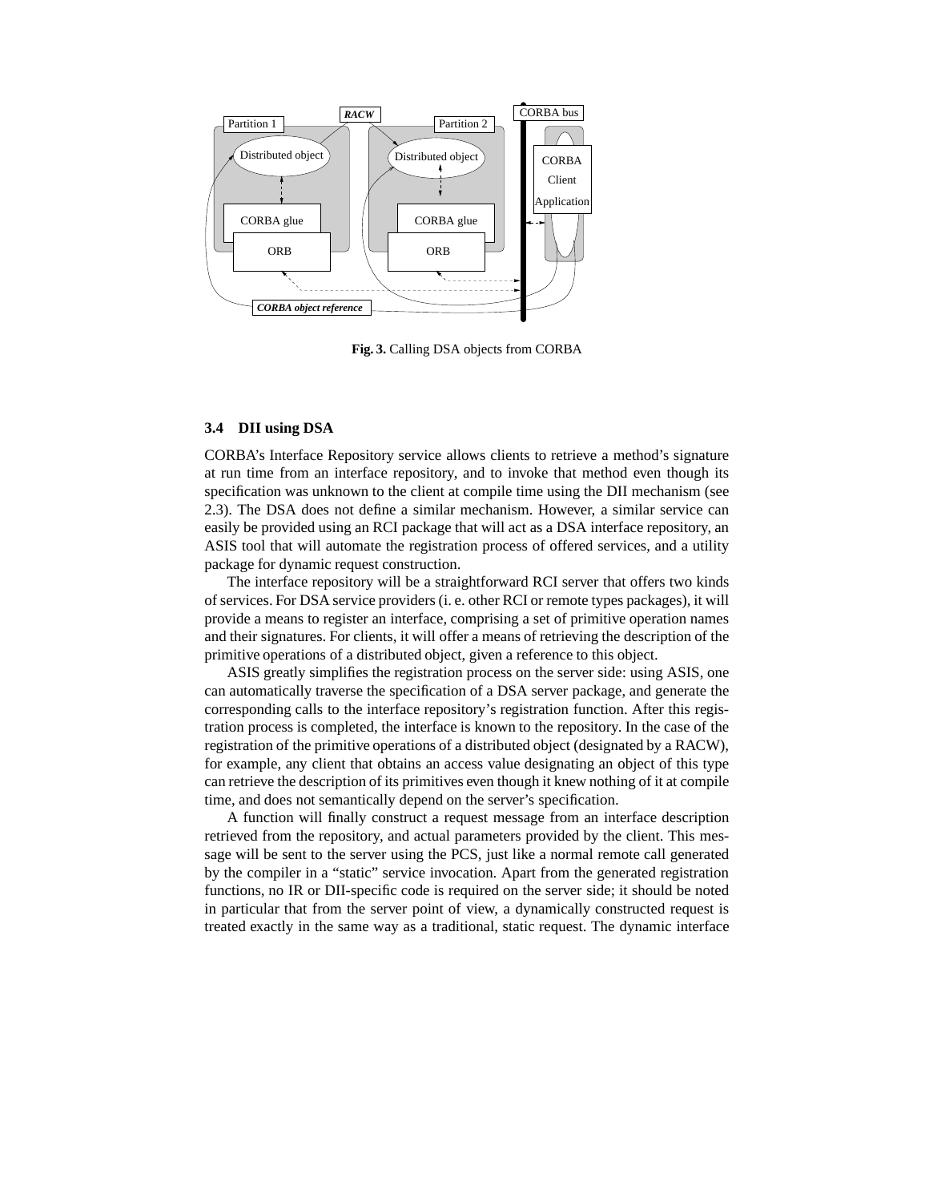Partition 1

RACW

Partition 2

CORBA bus

Distributed object

Distributed object

CORBA

Client

Application

CORBA glue

CORBA glue

ORB

ORB

CORBA object reference

**Fig. 3.** Calling DSA objects from CORBA

### 3.4 DII using DSA

CORBA's Interface Repository service allows clients to retrieve a method's signature at run time from an interface repository, and to invoke that method even though its specification was unknown to the client at compile time using the DII mechanism (see 2.3). The DSA does not define a similar mechanism. However, a similar service can easily be provided using an RCI package that will act as a DSA interface repository, an ASIS tool that will automate the registration process of offered services, and a utility package for dynamic request construction.

The interface repository will be a straightforward RCI server that offers two kinds of services. For DSA service providers (i. e. other RCI or remote types packages), it will provide a means to register an interface, comprising a set of primitive operation names and their signatures. For clients, it will offer a means of retrieving the description of the primitive operations of a distributed object, given a reference to this object.

ASIS greatly simplifies the registration process on the server side: using ASIS, one can automatically traverse the specification of a DSA server package, and generate the corresponding calls to the interface repository's registration function. After this registration process is completed, the interface is known to the repository. In the case of the registration of the primitive operations of a distributed object (designated by a RACW), for example, any client that obtains an access value designating an object of this type can retrieve the description of its primitives even though it knew nothing of it at compile time, and does not semantically depend on the server's specification.

A function will finally construct a request message from an interface description retrieved from the repository, and actual parameters provided by the client. This message will be sent to the server using the PCS, just like a normal remote call generated by the compiler in a "static" service invocation. Apart from the generated registration functions, no IR or DII-specific code is required on the server side; it should be noted in particular that from the server point of view, a dynamically constructed request is treated exactly in the same way as a traditional, static request. The dynamic interface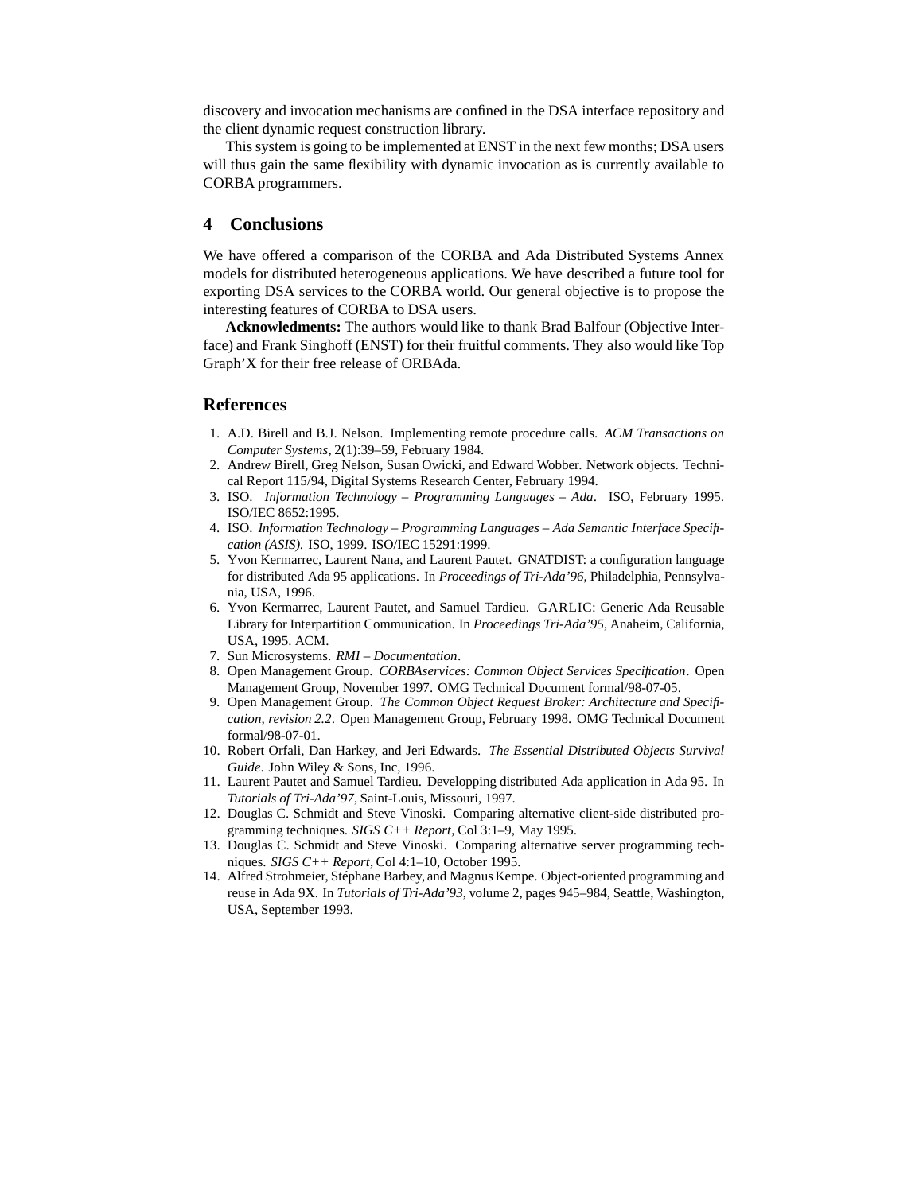discovery and invocation mechanisms are confined in the DSA interface repository and the client dynamic request construction library.

This system is going to be implemented at ENST in the next few months; DSA users will thus gain the same flexibility with dynamic invocation as is currently available to CORBA programmers.

## 4 Conclusions

We have offered a comparison of the CORBA and Ada Distributed Systems Annex models for distributed heterogeneous applications. We have described a future tool for exporting DSA services to the CORBA world. Our general objective is to propose the interesting features of CORBA to DSA users.

**Acknowledments:** The authors would like to thank Brad Balfour (Objective Interface) and Frank Singhoff (ENST) for their fruitful comments. They also would like Top Graph'X for their free release of ORBAda.

## References

1. A.D. Birell and B.J. Nelson. Implementing remote procedure calls. *ACM Transactions on Computer Systems*, 2(1):39–59, February 1984.
2. Andrew Birell, Greg Nelson, Susan Owicki, and Edward Wobber. Network objects. Technical Report 115/94, Digital Systems Research Center, February 1994.
3. ISO. *Information Technology – Programming Languages – Ada*. ISO, February 1995. ISO/IEC 8652:1995.
4. ISO. *Information Technology – Programming Languages – Ada Semantic Interface Specification (ASIS)*. ISO, 1999. ISO/IEC 15291:1999.
5. Yvon Kermarrec, Laurent Nana, and Laurent Pautet. GNATDIST: a configuration language for distributed Ada 95 applications. In *Proceedings of Tri-Ada'96*, Philadelphia, Pennsylvania, USA, 1996.
6. Yvon Kermarrec, Laurent Pautet, and Samuel Tardieu. GARLIC: Generic Ada Reusable Library for Interpartition Communication. In *Proceedings Tri-Ada'95*, Anaheim, California, USA, 1995. ACM.
7. Sun Microsystems. *RMI – Documentation*.
8. Open Management Group. *CORBAservices: Common Object Services Specification*. Open Management Group, November 1997. OMG Technical Document formal/98-07-05.
9. Open Management Group. *The Common Object Request Broker: Architecture and Specification, revision 2.2*. Open Management Group, February 1998. OMG Technical Document formal/98-07-01.
10. Robert Orfali, Dan Harkey, and Jeri Edwards. *The Essential Distributed Objects Survival Guide*. John Wiley & Sons, Inc, 1996.
11. Laurent Pautet and Samuel Tardieu. Developping distributed Ada application in Ada 95. In *Tutorials of Tri-Ada'97*, Saint-Louis, Missouri, 1997.
12. Douglas C. Schmidt and Steve Vinoski. Comparing alternative client-side distributed programming techniques. *SIGS C++ Report*, Col 3:1–9, May 1995.
13. Douglas C. Schmidt and Steve Vinoski. Comparing alternative server programming techniques. *SIGS C++ Report*, Col 4:1–10, October 1995.
14. Alfred Strohmeier, Stéphane Barbey, and Magnus Kempe. Object-oriented programming and reuse in Ada 9X. In *Tutorials of Tri-Ada'93*, volume 2, pages 945–984, Seattle, Washington, USA, September 1993.